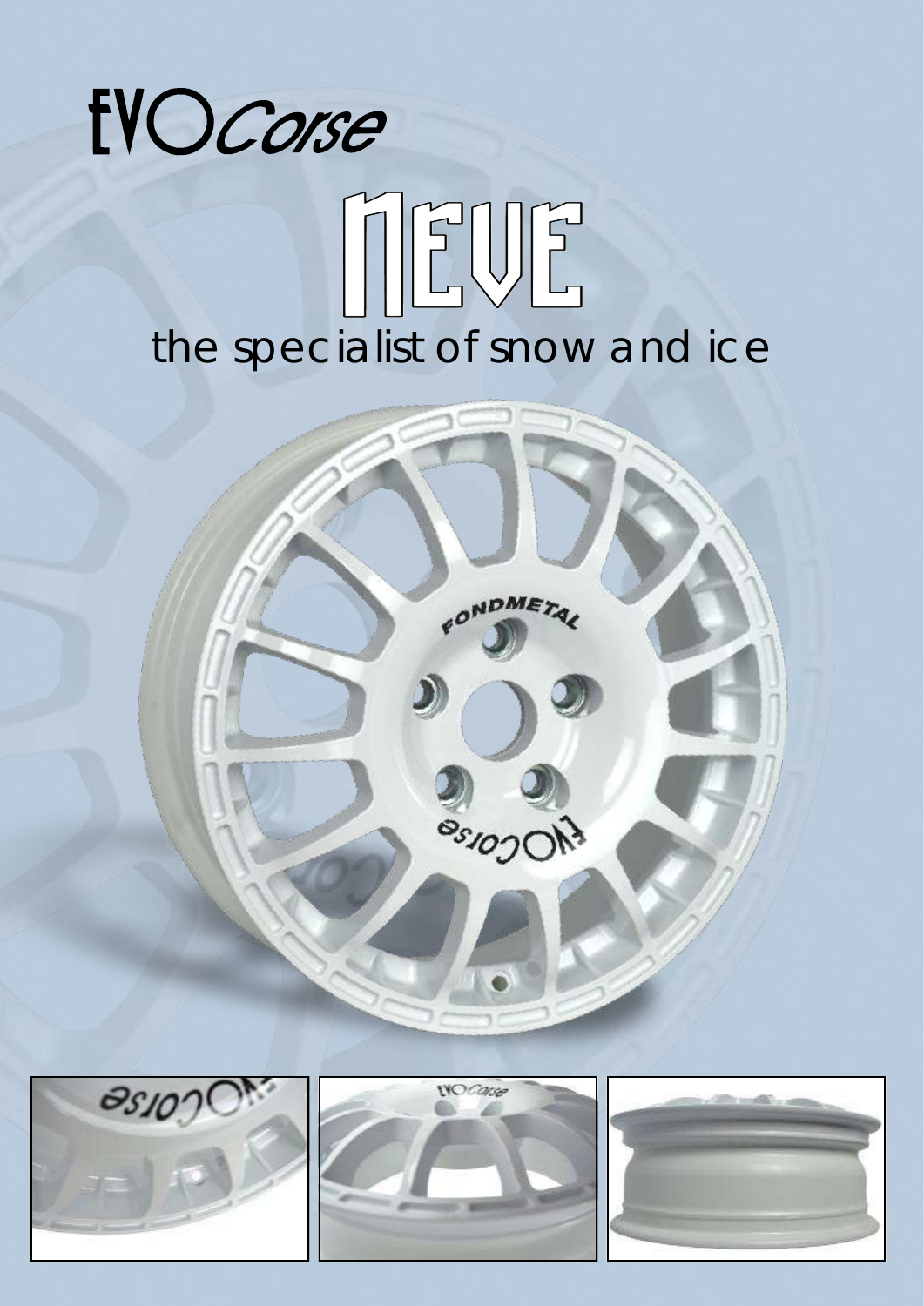# EVOCorse

## NEVE

the specialist of snow and ice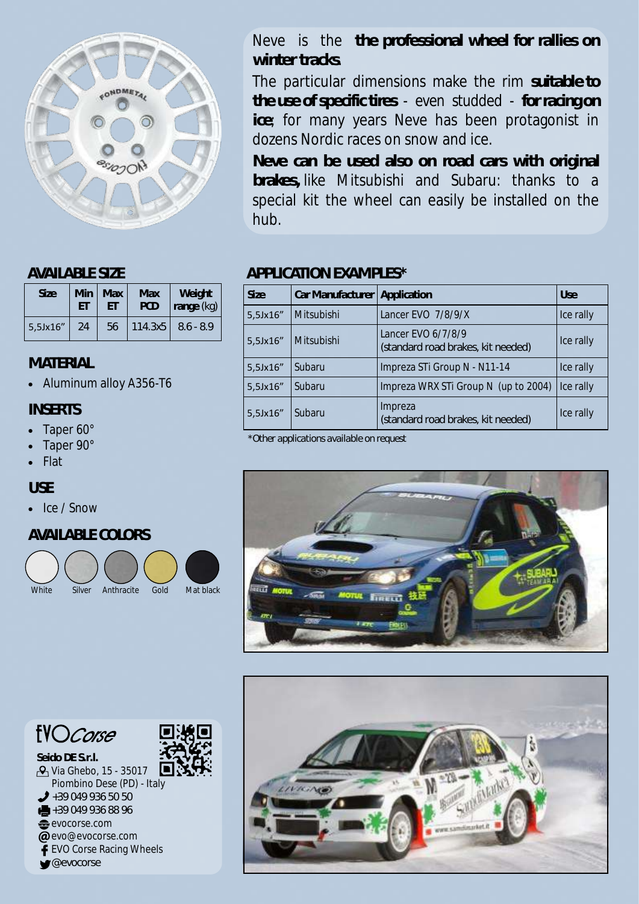Neve is the **the professional wheel for rallies on winter tracks**.

The particular dimensions make the rim **suitable to the use of specific tires** - even studded - **for racing on ice**; for many years Neve has been protagonist in dozens Nordic races on snow and ice.

**Neve can be used also on road cars with original brakes,** like Mitsubishi and Subaru: thanks to a special kit the wheel can easily be installed on the hub.

## AVAILABLE SIZE

| Size | Min ET | Max ET | Max PCD | Weight range (kg) |
|---|---|---|---|---|
| 5,5Jx16" | 24 | 56 | 114.3x5 | 8.6 - 8.9 |

## MATERIAL

- Aluminum alloy A356-T6

## INSERTS

- Taper 60°
- Taper 90°
- Flat

## USE

- Ice / Snow

## AVAILABLE COLORS

White Silver Anthracite Gold Mat black

## APPLICATION EXAMPLES*

| Size | Car Manufacturer | Application | Use |
|---|---|---|---|
| 5,5Jx16" | Mitsubishi | Lancer EVO 7/8/9/X | Ice rally |
| 5,5Jx16" | Mitsubishi | Lancer EVO 6/7/8/9 (standard road brakes, kit needed) | Ice rally |
| 5,5Jx16" | Subaru | Impreza STi Group N - N11-14 | Ice rally |
| 5,5Jx16" | Subaru | Impreza WRX STi Group N (up to 2004) | Ice rally |
| 5,5Jx16" | Subaru | Impreza (standard road brakes, kit needed) | Ice rally |

*Other applications available on request

EVO Corse

**Seido DE S.r.l.**
Via Ghebo, 15 - 35017 Piombino Dese (PD) - Italy
+39 049 936 50 50
+39 049 936 88 96
evocorse.com
evo@evocorse.com
EVO Corse Racing Wheels
@evocorse